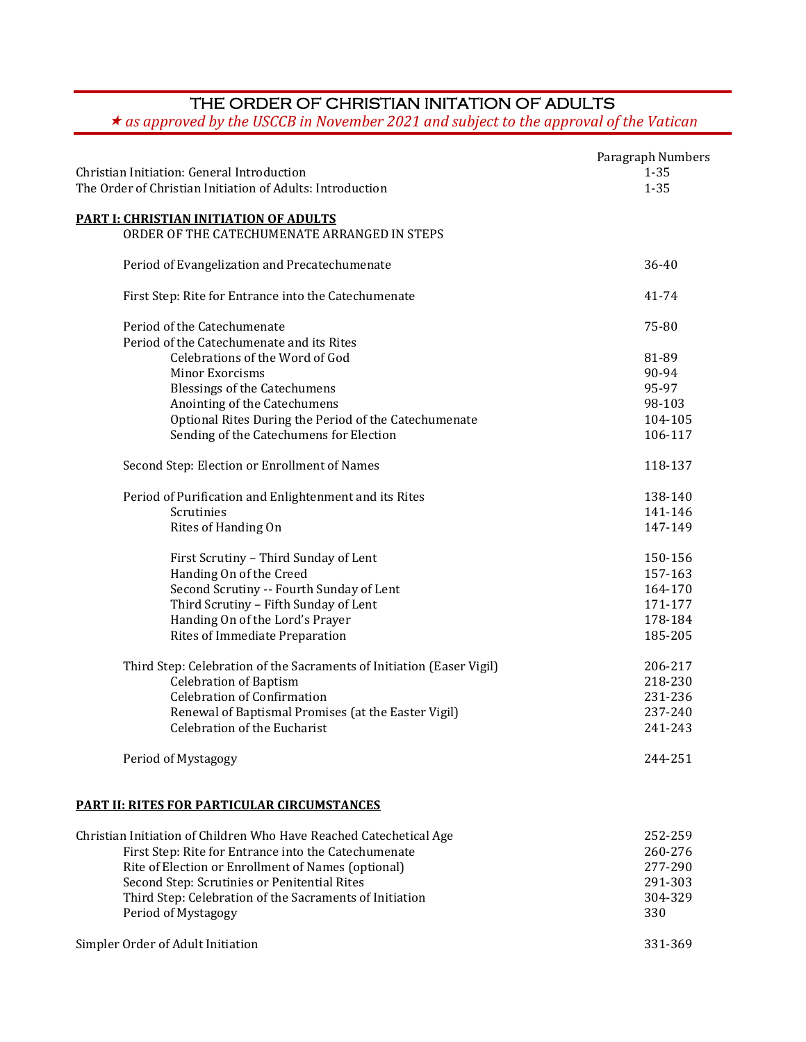# THE ORDER OF CHRISTIAN INITATION OF ADULTS

★ *as approved by the USCCB in November 2021 and subject to the approval of the Vatican*

| | Paragraph Numbers |
|---|---|
| Christian Initiation: General Introduction | 1-35 |
| The Order of Christian Initiation of Adults: Introduction | 1-35 |
| **PART I: CHRISTIAN INITIATION OF ADULTS** | |
| ORDER OF THE CATECHUMENATE ARRANGED IN STEPS | |
| Period of Evangelization and Precatechumenate | 36-40 |
| First Step: Rite for Entrance into the Catechumenate | 41-74 |
| Period of the Catechumenate | 75-80 |
| Period of the Catechumenate and its Rites | |
| Celebrations of the Word of God | 81-89 |
| Minor Exorcisms | 90-94 |
| Blessings of the Catechumens | 95-97 |
| Anointing of the Catechumens | 98-103 |
| Optional Rites During the Period of the Catechumenate | 104-105 |
| Sending of the Catechumens for Election | 106-117 |
| Second Step: Election or Enrollment of Names | 118-137 |
| Period of Purification and Enlightenment and its Rites | 138-140 |
| Scrutinies | 141-146 |
| Rites of Handing On | 147-149 |
| First Scrutiny – Third Sunday of Lent | 150-156 |
| Handing On of the Creed | 157-163 |
| Second Scrutiny -- Fourth Sunday of Lent | 164-170 |
| Third Scrutiny – Fifth Sunday of Lent | 171-177 |
| Handing On of the Lord's Prayer | 178-184 |
| Rites of Immediate Preparation | 185-205 |
| Third Step: Celebration of the Sacraments of Initiation (Easer Vigil) | 206-217 |
| Celebration of Baptism | 218-230 |
| Celebration of Confirmation | 231-236 |
| Renewal of Baptismal Promises (at the Easter Vigil) | 237-240 |
| Celebration of the Eucharist | 241-243 |
| Period of Mystagogy | 244-251 |
| **PART II: RITES FOR PARTICULAR CIRCUMSTANCES** | |
| Christian Initiation of Children Who Have Reached Catechetical Age | 252-259 |
| First Step: Rite for Entrance into the Catechumenate | 260-276 |
| Rite of Election or Enrollment of Names (optional) | 277-290 |
| Second Step: Scrutinies or Penitential Rites | 291-303 |
| Third Step: Celebration of the Sacraments of Initiation | 304-329 |
| Period of Mystagogy | 330 |
| Simpler Order of Adult Initiation | 331-369 |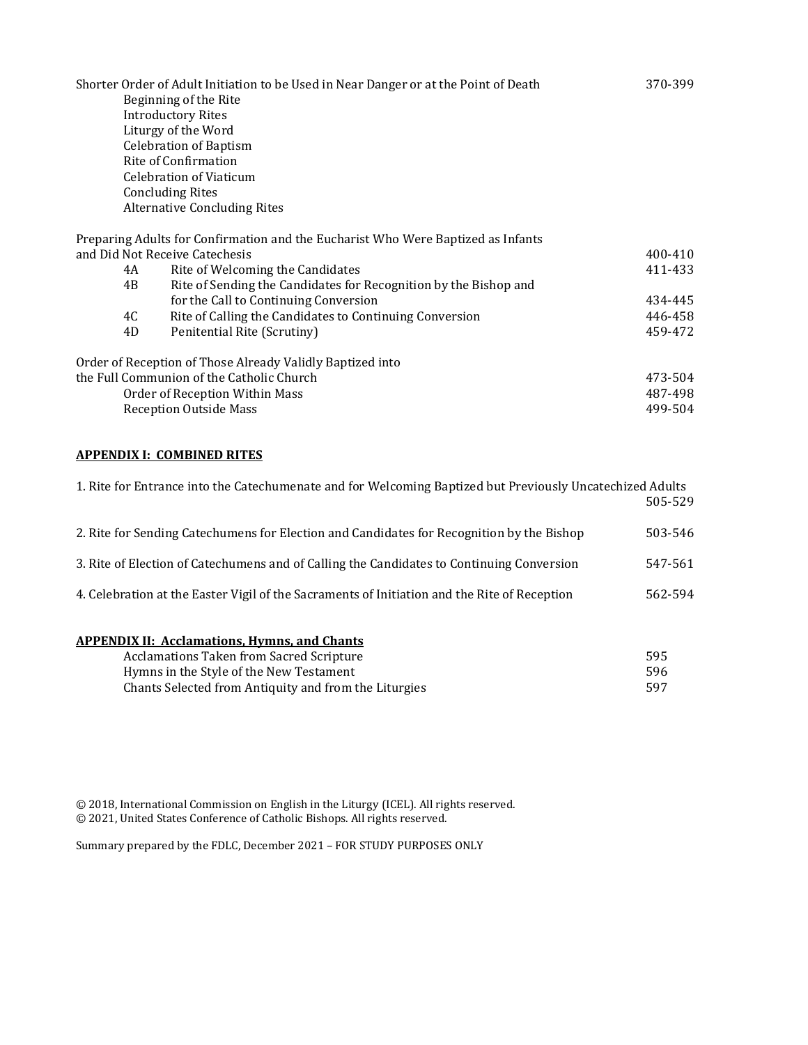Shorter Order of Adult Initiation to be Used in Near Danger or at the Point of Death 370-399

- Beginning of the Rite
- Introductory Rites
- Liturgy of the Word
- Celebration of Baptism
- Rite of Confirmation
- Celebration of Viaticum
- Concluding Rites
- Alternative Concluding Rites

Preparing Adults for Confirmation and the Eucharist Who Were Baptized as Infants and Did Not Receive Catechesis 400-410

| | | |
|---|---|---|
| 4A | Rite of Welcoming the Candidates | 411-433 |
| 4B | Rite of Sending the Candidates for Recognition by the Bishop and for the Call to Continuing Conversion | 434-445 |
| 4C | Rite of Calling the Candidates to Continuing Conversion | 446-458 |
| 4D | Penitential Rite (Scrutiny) | 459-472 |

Order of Reception of Those Already Validly Baptized into the Full Communion of the Catholic Church 473-504

- Order of Reception Within Mass 487-498
- Reception Outside Mass 499-504

## APPENDIX I: COMBINED RITES

1. Rite for Entrance into the Catechumenate and for Welcoming Baptized but Previously Uncatechized Adults 505-529

2. Rite for Sending Catechumens for Election and Candidates for Recognition by the Bishop 503-546

3. Rite of Election of Catechumens and of Calling the Candidates to Continuing Conversion 547-561

4. Celebration at the Easter Vigil of the Sacraments of Initiation and the Rite of Reception 562-594

## APPENDIX II: Acclamations, Hymns, and Chants

- Acclamations Taken from Sacred Scripture 595
- Hymns in the Style of the New Testament 596
- Chants Selected from Antiquity and from the Liturgies 597

© 2018, International Commission on English in the Liturgy (ICEL). All rights reserved.
© 2021, United States Conference of Catholic Bishops. All rights reserved.

Summary prepared by the FDLC, December 2021 – FOR STUDY PURPOSES ONLY